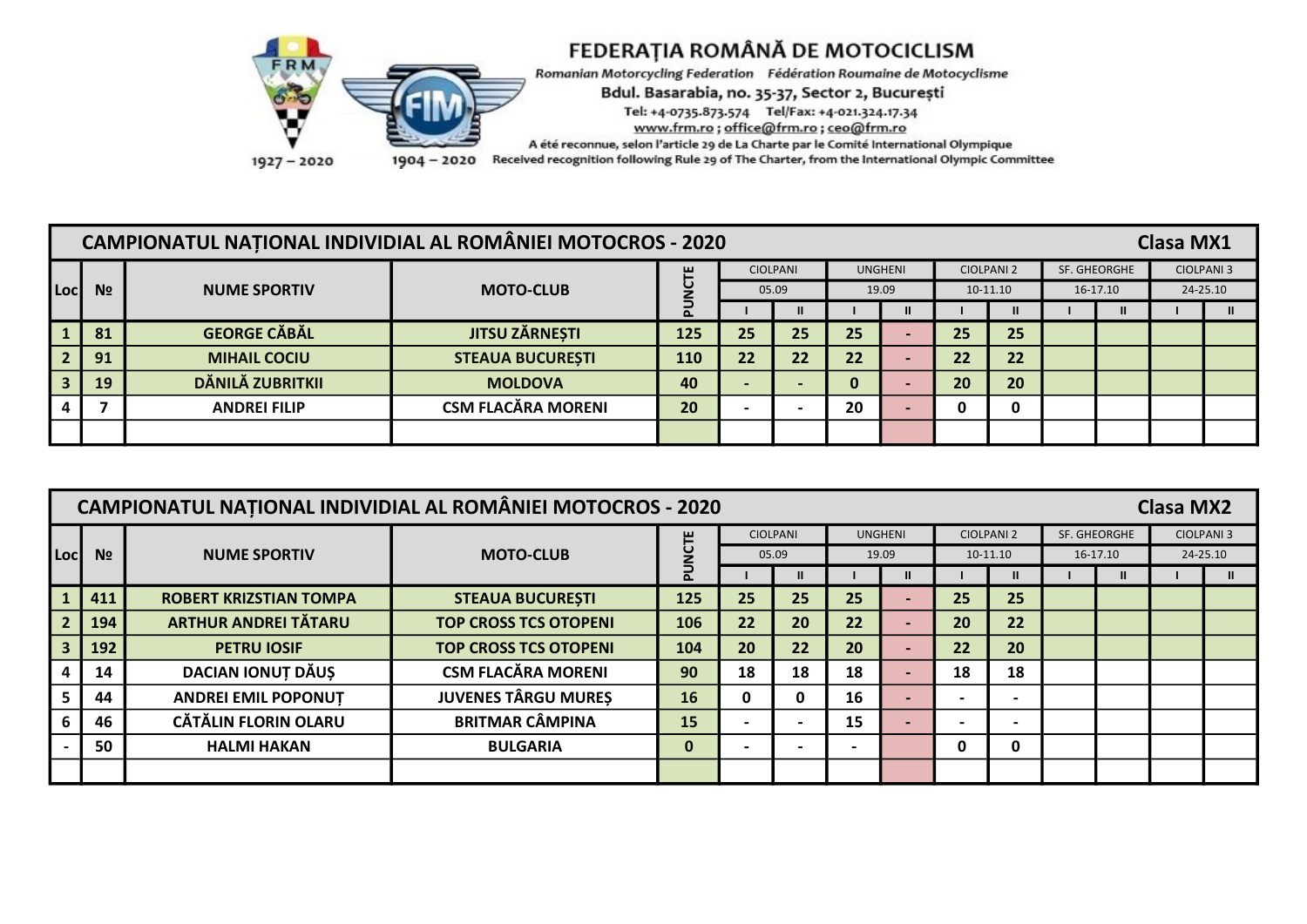# FEDERAȚIA ROMÂNĂ DE MOTOCICLISM

Romanian Motorcycling Federation   Fédération Roumaine de Motocyclisme

Bdul. Basarabia, no. 35-37, Sector 2, București

Tel: +4-0735.873.574   Tel/Fax: +4-021.324.17.34

www.frm.ro ; office@frm.ro ; ceo@frm.ro

A été reconnue, selon l'article 29 de La Charte par le Comité International Olympique

Received recognition following Rule 29 of The Charter, from the International Olympic Committee

FRM 1927 – 2020   FIM 1904 – 2020

## CAMPIONATUL NAȚIONAL INDIVIDIAL AL ROMÂNIEI MOTOCROS - 2020 — Clasa MX1

| Loc | № | NUME SPORTIV | MOTO-CLUB | PUNCTE | CIOLPANI 05.09 | | UNGHENI 19.09 | | CIOLPANI 2 10-11.10 | | SF. GHEORGHE 16-17.10 | | CIOLPANI 3 24-25.10 | |
|---|---|---|---|---|---|---|---|---|---|---|---|---|---|---|
| | | | | | I | II | I | II | I | II | I | II | I | II |
| 1 | 81 | GEORGE CĂBĂL | JITSU ZĂRNEȘTI | 125 | 25 | 25 | 25 | - | 25 | 25 | | | | |
| 2 | 91 | MIHAIL COCIU | STEAUA BUCUREȘTI | 110 | 22 | 22 | 22 | - | 22 | 22 | | | | |
| 3 | 19 | DĂNILĂ ZUBRITKII | MOLDOVA | 40 | - | - | 0 | - | 20 | 20 | | | | |
| 4 | 7 | ANDREI FILIP | CSM FLACĂRA MORENI | 20 | - | - | 20 | - | 0 | 0 | | | | |

## CAMPIONATUL NAȚIONAL INDIVIDIAL AL ROMÂNIEI MOTOCROS - 2020 — Clasa MX2

| Loc | № | NUME SPORTIV | MOTO-CLUB | PUNCTE | CIOLPANI 05.09 | | UNGHENI 19.09 | | CIOLPANI 2 10-11.10 | | SF. GHEORGHE 16-17.10 | | CIOLPANI 3 24-25.10 | |
|---|---|---|---|---|---|---|---|---|---|---|---|---|---|---|
| | | | | | I | II | I | II | I | II | I | II | I | II |
| 1 | 411 | ROBERT KRIZSTIAN TOMPA | STEAUA BUCUREȘTI | 125 | 25 | 25 | 25 | - | 25 | 25 | | | | |
| 2 | 194 | ARTHUR ANDREI TĂTARU | TOP CROSS TCS OTOPENI | 106 | 22 | 20 | 22 | - | 20 | 22 | | | | |
| 3 | 192 | PETRU IOSIF | TOP CROSS TCS OTOPENI | 104 | 20 | 22 | 20 | - | 22 | 20 | | | | |
| 4 | 14 | DACIAN IONUȚ DĂUȘ | CSM FLACĂRA MORENI | 90 | 18 | 18 | 18 | - | 18 | 18 | | | | |
| 5 | 44 | ANDREI EMIL POPONUȚ | JUVENES TÂRGU MUREȘ | 16 | 0 | 0 | 16 | - | - | - | | | | |
| 6 | 46 | CĂTĂLIN FLORIN OLARU | BRITMAR CÂMPINA | 15 | - | - | 15 | - | - | - | | | | |
| - | 50 | HALMI HAKAN | BULGARIA | 0 | - | - | - | | 0 | 0 | | | | |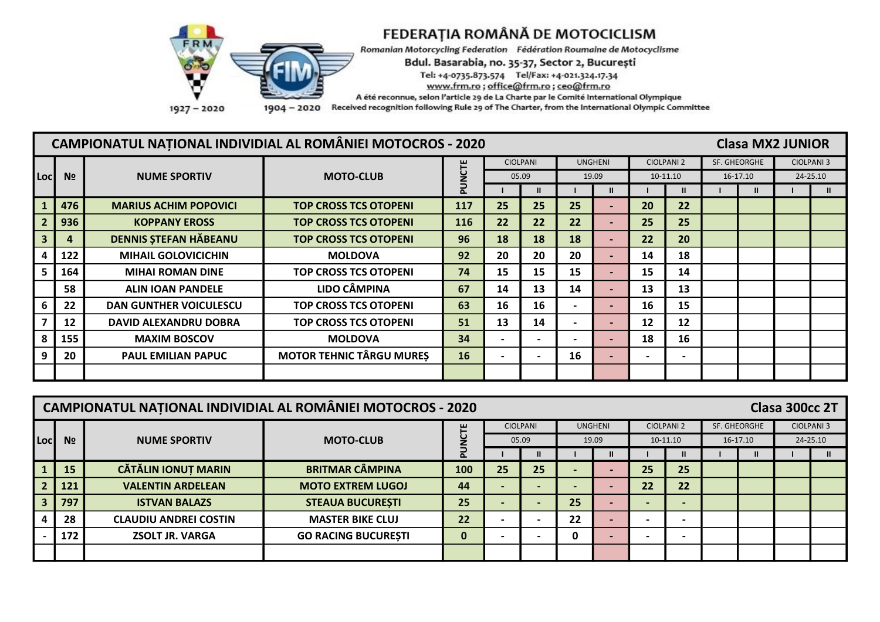# FEDERAȚIA ROMÂNĂ DE MOTOCICLISM

Romanian Motorcycling Federation    Fédération Roumaine de Motocyclisme

Bdul. Basarabia, no. 35-37, Sector 2, București

Tel: +4-0735.873.574    Tel/Fax: +4-021.324.17.34

www.frm.ro ; office@frm.ro ; ceo@frm.ro

A été reconnue, selon l'article 29 de La Charte par le Comité International Olympique

Received recognition following Rule 29 of The Charter, from the International Olympic Committee

1927 – 2020    1904 – 2020

## CAMPIONATUL NAȚIONAL INDIVIDIAL AL ROMÂNIEI MOTOCROS - 2020 — Clasa MX2 JUNIOR

| Loc | № | NUME SPORTIV | MOTO-CLUB | PUNCTE | CIOLPANI 05.09 I | CIOLPANI 05.09 II | UNGHENI 19.09 I | UNGHENI 19.09 II | CIOLPANI 2 10-11.10 I | CIOLPANI 2 10-11.10 II | SF. GHEORGHE 16-17.10 I | SF. GHEORGHE 16-17.10 II | CIOLPANI 3 24-25.10 I | CIOLPANI 3 24-25.10 II |
|---|---|---|---|---|---|---|---|---|---|---|---|---|---|---|
| 1 | 476 | MARIUS ACHIM POPOVICI | TOP CROSS TCS OTOPENI | 117 | 25 | 25 | 25 | - | 20 | 22 | | | | |
| 2 | 936 | KOPPANY EROSS | TOP CROSS TCS OTOPENI | 116 | 22 | 22 | 22 | - | 25 | 25 | | | | |
| 3 | 4 | DENNIS ȘTEFAN HĂBEANU | TOP CROSS TCS OTOPENI | 96 | 18 | 18 | 18 | - | 22 | 20 | | | | |
| 4 | 122 | MIHAIL GOLOVICICHIN | MOLDOVA | 92 | 20 | 20 | 20 | - | 14 | 18 | | | | |
| 5 | 164 | MIHAI ROMAN DINE | TOP CROSS TCS OTOPENI | 74 | 15 | 15 | 15 | - | 15 | 14 | | | | |
| | 58 | ALIN IOAN PANDELE | LIDO CÂMPINA | 67 | 14 | 13 | 14 | - | 13 | 13 | | | | |
| 6 | 22 | DAN GUNTHER VOICULESCU | TOP CROSS TCS OTOPENI | 63 | 16 | 16 | - | - | 16 | 15 | | | | |
| 7 | 12 | DAVID ALEXANDRU DOBRA | TOP CROSS TCS OTOPENI | 51 | 13 | 14 | - | - | 12 | 12 | | | | |
| 8 | 155 | MAXIM BOSCOV | MOLDOVA | 34 | - | - | - | - | 18 | 16 | | | | |
| 9 | 20 | PAUL EMILIAN PAPUC | MOTOR TEHNIC TÂRGU MUREȘ | 16 | - | - | 16 | - | - | - | | | | |
| | | | | | | | | | | | | | | |

## CAMPIONATUL NAȚIONAL INDIVIDIAL AL ROMÂNIEI MOTOCROS - 2020 — Clasa 300cc 2T

| Loc | № | NUME SPORTIV | MOTO-CLUB | PUNCTE | CIOLPANI 05.09 I | CIOLPANI 05.09 II | UNGHENI 19.09 I | UNGHENI 19.09 II | CIOLPANI 2 10-11.10 I | CIOLPANI 2 10-11.10 II | SF. GHEORGHE 16-17.10 I | SF. GHEORGHE 16-17.10 II | CIOLPANI 3 24-25.10 I | CIOLPANI 3 24-25.10 II |
|---|---|---|---|---|---|---|---|---|---|---|---|---|---|---|
| 1 | 15 | CĂTĂLIN IONUȚ MARIN | BRITMAR CÂMPINA | 100 | 25 | 25 | - | - | 25 | 25 | | | | |
| 2 | 121 | VALENTIN ARDELEAN | MOTO EXTREM LUGOJ | 44 | - | - | - | - | 22 | 22 | | | | |
| 3 | 797 | ISTVAN BALAZS | STEAUA BUCUREȘTI | 25 | - | - | 25 | - | - | - | | | | |
| 4 | 28 | CLAUDIU ANDREI COSTIN | MASTER BIKE CLUJ | 22 | - | - | 22 | - | - | - | | | | |
| - | 172 | ZSOLT JR. VARGA | GO RACING BUCUREȘTI | 0 | - | - | 0 | - | - | - | | | | |
| | | | | | | | | | | | | | | |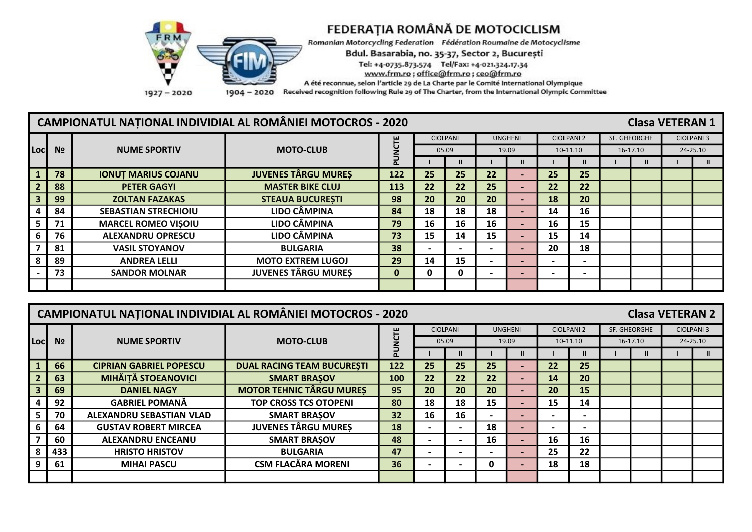**FEDERAȚIA ROMÂNĂ DE MOTOCICLISM**

*Romanian Motorcycling Federation   Fédération Roumaine de Motocyclisme*

Bdul. Basarabia, no. 35-37, Sector 2, București

Tel: +4-0735.873.574   Tel/Fax: +4-021.324.17.34

www.frm.ro ; office@frm.ro ; ceo@frm.ro

A été reconnue, selon l'article 29 de La Charte par le Comité International Olympique

Received recognition following Rule 29 of The Charter, from the International Olympic Committee

1927 – 2020   1904 – 2020

## CAMPIONATUL NAȚIONAL INDIVIDIAL AL ROMÂNIEI MOTOCROS - 2020 — Clasa VETERAN 1

| Loc | № | NUME SPORTIV | MOTO-CLUB | PUNCTE | CIOLPANI | | UNGHENI | | CIOLPANI 2 | | SF. GHEORGHE | | CIOLPANI 3 | |
|---|---|---|---|---|---|---|---|---|---|---|---|---|---|---|
| | | | | | 05.09 | | 19.09 | | 10-11.10 | | 16-17.10 | | 24-25.10 | |
| | | | | | I | II | I | II | I | II | I | II | I | II |
| 1 | 78 | IONUȚ MARIUS COJANU | JUVENES TÂRGU MUREȘ | 122 | 25 | 25 | 22 | - | 25 | 25 | | | | |
| 2 | 88 | PETER GAGYI | MASTER BIKE CLUJ | 113 | 22 | 22 | 25 | - | 22 | 22 | | | | |
| 3 | 99 | ZOLTAN FAZAKAS | STEAUA BUCUREȘTI | 98 | 20 | 20 | 20 | - | 18 | 20 | | | | |
| 4 | 84 | SEBASTIAN STRECHIOIU | LIDO CÂMPINA | 84 | 18 | 18 | 18 | - | 14 | 16 | | | | |
| 5 | 71 | MARCEL ROMEO VIȘOIU | LIDO CÂMPINA | 79 | 16 | 16 | 16 | - | 16 | 15 | | | | |
| 6 | 76 | ALEXANDRU OPRESCU | LIDO CÂMPINA | 73 | 15 | 14 | 15 | - | 15 | 14 | | | | |
| 7 | 81 | VASIL STOYANOV | BULGARIA | 38 | - | - | - | - | 20 | 18 | | | | |
| 8 | 89 | ANDREA LELLI | MOTO EXTREM LUGOJ | 29 | 14 | 15 | - | - | - | - | | | | |
| - | 73 | SANDOR MOLNAR | JUVENES TÂRGU MUREȘ | 0 | 0 | 0 | - | - | - | - | | | | |

## CAMPIONATUL NAȚIONAL INDIVIDIAL AL ROMÂNIEI MOTOCROS - 2020 — Clasa VETERAN 2

| Loc | № | NUME SPORTIV | MOTO-CLUB | PUNCTE | CIOLPANI | | UNGHENI | | CIOLPANI 2 | | SF. GHEORGHE | | CIOLPANI 3 | |
|---|---|---|---|---|---|---|---|---|---|---|---|---|---|---|
| | | | | | 05.09 | | 19.09 | | 10-11.10 | | 16-17.10 | | 24-25.10 | |
| | | | | | I | II | I | II | I | II | I | II | I | II |
| 1 | 66 | CIPRIAN GABRIEL POPESCU | DUAL RACING TEAM BUCUREȘTI | 122 | 25 | 25 | 25 | - | 22 | 25 | | | | |
| 2 | 63 | MIHĂIȚĂ STOEANOVICI | SMART BRAȘOV | 100 | 22 | 22 | 22 | - | 14 | 20 | | | | |
| 3 | 69 | DANIEL NAGY | MOTOR TEHNIC TÂRGU MUREȘ | 95 | 20 | 20 | 20 | - | 20 | 15 | | | | |
| 4 | 92 | GABRIEL POMANĂ | TOP CROSS TCS OTOPENI | 80 | 18 | 18 | 15 | - | 15 | 14 | | | | |
| 5 | 70 | ALEXANDRU SEBASTIAN VLAD | SMART BRAȘOV | 32 | 16 | 16 | - | - | - | - | | | | |
| 6 | 64 | GUSTAV ROBERT MIRCEA | JUVENES TÂRGU MUREȘ | 18 | - | - | 18 | - | - | - | | | | |
| 7 | 60 | ALEXANDRU ENCEANU | SMART BRAȘOV | 48 | - | - | 16 | - | 16 | 16 | | | | |
| 8 | 433 | HRISTO HRISTOV | BULGARIA | 47 | - | - | - | - | 25 | 22 | | | | |
| 9 | 61 | MIHAI PASCU | CSM FLACĂRA MORENI | 36 | - | - | 0 | - | 18 | 18 | | | | |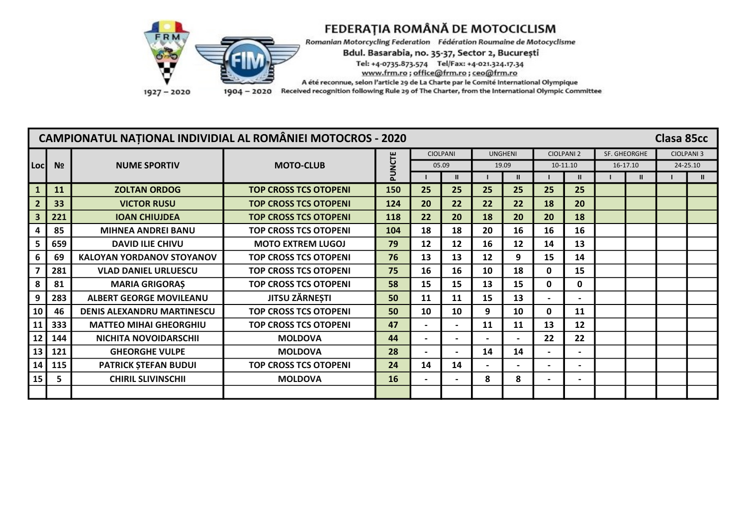# FEDERAȚIA ROMÂNĂ DE MOTOCICLISM

Romanian Motorcycling Federation    Fédération Roumaine de Motocyclisme

Bdul. Basarabia, no. 35-37, Sector 2, București

Tel: +4-0735.873.574    Tel/Fax: +4-021.324.17.34

www.frm.ro ; office@frm.ro ; ceo@frm.ro

A été reconnue, selon l'article 29 de La Charte par le Comité International Olympique

Received recognition following Rule 29 of The Charter, from the International Olympic Committee

1927 – 2020    1904 – 2020

## CAMPIONATUL NAȚIONAL INDIVIDIAL AL ROMÂNIEI MOTOCROS - 2020 — Clasa 85cc

| Loc | № | NUME SPORTIV | MOTO-CLUB | PUNCTE | CIOLPANI | | UNGHENI | | CIOLPANI 2 | | SF. GHEORGHE | | CIOLPANI 3 | |
|---|---|---|---|---|---|---|---|---|---|---|---|---|---|---|
| | | | | | 05.09 | | 19.09 | | 10-11.10 | | 16-17.10 | | 24-25.10 | |
| | | | | | I | II | I | II | I | II | I | II | I | II |
| 1 | 11 | ZOLTAN ORDOG | TOP CROSS TCS OTOPENI | 150 | 25 | 25 | 25 | 25 | 25 | 25 | | | | |
| 2 | 33 | VICTOR RUSU | TOP CROSS TCS OTOPENI | 124 | 20 | 22 | 22 | 22 | 18 | 20 | | | | |
| 3 | 221 | IOAN CHIUJDEA | TOP CROSS TCS OTOPENI | 118 | 22 | 20 | 18 | 20 | 20 | 18 | | | | |
| 4 | 85 | MIHNEA ANDREI BANU | TOP CROSS TCS OTOPENI | 104 | 18 | 18 | 20 | 16 | 16 | 16 | | | | |
| 5 | 659 | DAVID ILIE CHIVU | MOTO EXTREM LUGOJ | 79 | 12 | 12 | 16 | 12 | 14 | 13 | | | | |
| 6 | 69 | KALOYAN YORDANOV STOYANOV | TOP CROSS TCS OTOPENI | 76 | 13 | 13 | 12 | 9 | 15 | 14 | | | | |
| 7 | 281 | VLAD DANIEL URLUESCU | TOP CROSS TCS OTOPENI | 75 | 16 | 16 | 10 | 18 | 0 | 15 | | | | |
| 8 | 81 | MARIA GRIGORAȘ | TOP CROSS TCS OTOPENI | 58 | 15 | 15 | 13 | 15 | 0 | 0 | | | | |
| 9 | 283 | ALBERT GEORGE MOVILEANU | JITSU ZĂRNEȘTI | 50 | 11 | 11 | 15 | 13 | - | - | | | | |
| 10 | 46 | DENIS ALEXANDRU MARTINESCU | TOP CROSS TCS OTOPENI | 50 | 10 | 10 | 9 | 10 | 0 | 11 | | | | |
| 11 | 333 | MATTEO MIHAI GHEORGHIU | TOP CROSS TCS OTOPENI | 47 | - | - | 11 | 11 | 13 | 12 | | | | |
| 12 | 144 | NICHITA NOVOIDARSCHII | MOLDOVA | 44 | - | - | - | - | 22 | 22 | | | | |
| 13 | 121 | GHEORGHE VULPE | MOLDOVA | 28 | - | - | 14 | 14 | - | - | | | | |
| 14 | 115 | PATRICK ȘTEFAN BUDUI | TOP CROSS TCS OTOPENI | 24 | 14 | 14 | - | - | - | - | | | | |
| 15 | 5 | CHIRIL SLIVINSCHII | MOLDOVA | 16 | - | - | 8 | 8 | - | - | | | | |
| | | | | | | | | | | | | | | |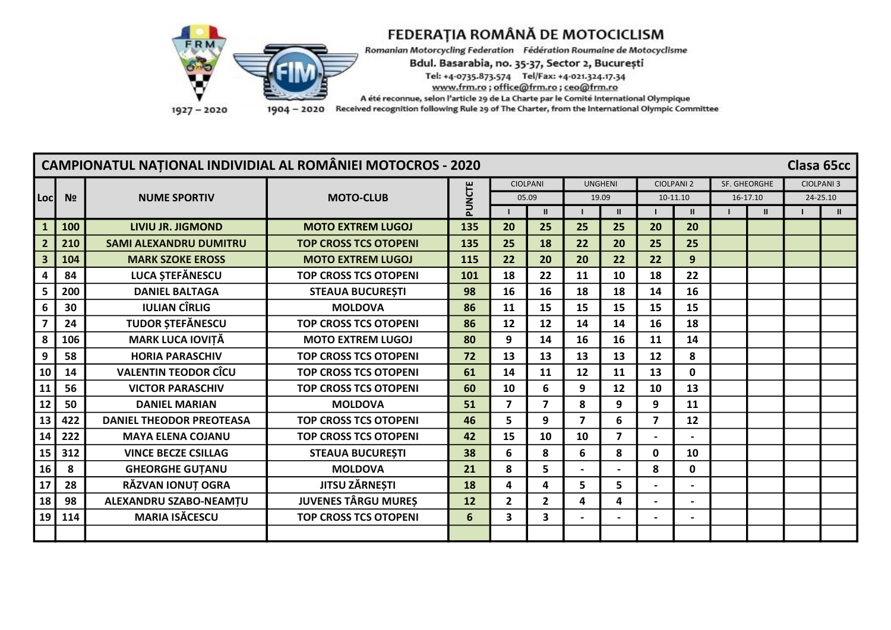# FEDERAȚIA ROMÂNĂ DE MOTOCICLISM

Romanian Motorcycling Federation Fédération Roumaine de Motocyclisme

Bdul. Basarabia, no. 35-37, Sector 2, București

Tel: +4-0735.873.574 Tel/Fax: +4-021.324.17.34

www.frm.ro ; office@frm.ro ; ceo@frm.ro

A été reconnue, selon l'article 29 de La Charte par le Comité International Olympique

Received recognition following Rule 29 of The Charter, from the International Olympic Committee

1927 – 2020 1904 – 2020

| CAMPIONATUL NAȚIONAL INDIVIDIAL AL ROMÂNIEI MOTOCROS - 2020 | | | | | | | | | | | | | | | Clasa 65cc |
|---|---|---|---|---|---|---|---|---|---|---|---|---|---|---|---|
| Loc | № | NUME SPORTIV | MOTO-CLUB | PUNCTE | CIOLPANI | | UNGHENI | | CIOLPANI 2 | | SF. GHEORGHE | | CIOLPANI 3 | |
| | | | | | 05.09 | | 19.09 | | 10-11.10 | | 16-17.10 | | 24-25.10 | |
| | | | | | I | II | I | II | I | II | I | II | I | II |
| 1 | 100 | LIVIU JR. JIGMOND | MOTO EXTREM LUGOJ | 135 | 20 | 25 | 25 | 25 | 20 | 20 | | | | |
| 2 | 210 | SAMI ALEXANDRU DUMITRU | TOP CROSS TCS OTOPENI | 135 | 25 | 18 | 22 | 20 | 25 | 25 | | | | |
| 3 | 104 | MARK SZOKE EROSS | MOTO EXTREM LUGOJ | 115 | 22 | 20 | 20 | 22 | 22 | 9 | | | | |
| 4 | 84 | LUCA ȘTEFĂNESCU | TOP CROSS TCS OTOPENI | 101 | 18 | 22 | 11 | 10 | 18 | 22 | | | | |
| 5 | 200 | DANIEL BALTAGA | STEAUA BUCUREȘTI | 98 | 16 | 16 | 18 | 18 | 14 | 16 | | | | |
| 6 | 30 | IULIAN CÎRLIG | MOLDOVA | 86 | 11 | 15 | 15 | 15 | 15 | 15 | | | | |
| 7 | 24 | TUDOR ȘTEFĂNESCU | TOP CROSS TCS OTOPENI | 86 | 12 | 12 | 14 | 14 | 16 | 18 | | | | |
| 8 | 106 | MARK LUCA IOVIȚĂ | MOTO EXTREM LUGOJ | 80 | 9 | 14 | 16 | 16 | 11 | 14 | | | | |
| 9 | 58 | HORIA PARASCHIV | TOP CROSS TCS OTOPENI | 72 | 13 | 13 | 13 | 13 | 12 | 8 | | | | |
| 10 | 14 | VALENTIN TEODOR CÎCU | TOP CROSS TCS OTOPENI | 61 | 14 | 11 | 12 | 11 | 13 | 0 | | | | |
| 11 | 56 | VICTOR PARASCHIV | TOP CROSS TCS OTOPENI | 60 | 10 | 6 | 9 | 12 | 10 | 13 | | | | |
| 12 | 50 | DANIEL MARIAN | MOLDOVA | 51 | 7 | 7 | 8 | 9 | 9 | 11 | | | | |
| 13 | 422 | DANIEL THEODOR PREOTEASA | TOP CROSS TCS OTOPENI | 46 | 5 | 9 | 7 | 6 | 7 | 12 | | | | |
| 14 | 222 | MAYA ELENA COJANU | TOP CROSS TCS OTOPENI | 42 | 15 | 10 | 10 | 7 | - | - | | | | |
| 15 | 312 | VINCE BECZE CSILLAG | STEAUA BUCUREȘTI | 38 | 6 | 8 | 6 | 8 | 0 | 10 | | | | |
| 16 | 8 | GHEORGHE GUȚANU | MOLDOVA | 21 | 8 | 5 | - | - | 8 | 0 | | | | |
| 17 | 28 | RĂZVAN IONUȚ OGRA | JITSU ZĂRNEȘTI | 18 | 4 | 4 | 5 | 5 | - | - | | | | |
| 18 | 98 | ALEXANDRU SZABO-NEAMȚU | JUVENES TÂRGU MUREȘ | 12 | 2 | 2 | 4 | 4 | - | - | | | | |
| 19 | 114 | MARIA ISĂCESCU | TOP CROSS TCS OTOPENI | 6 | 3 | 3 | - | - | - | - | | | | |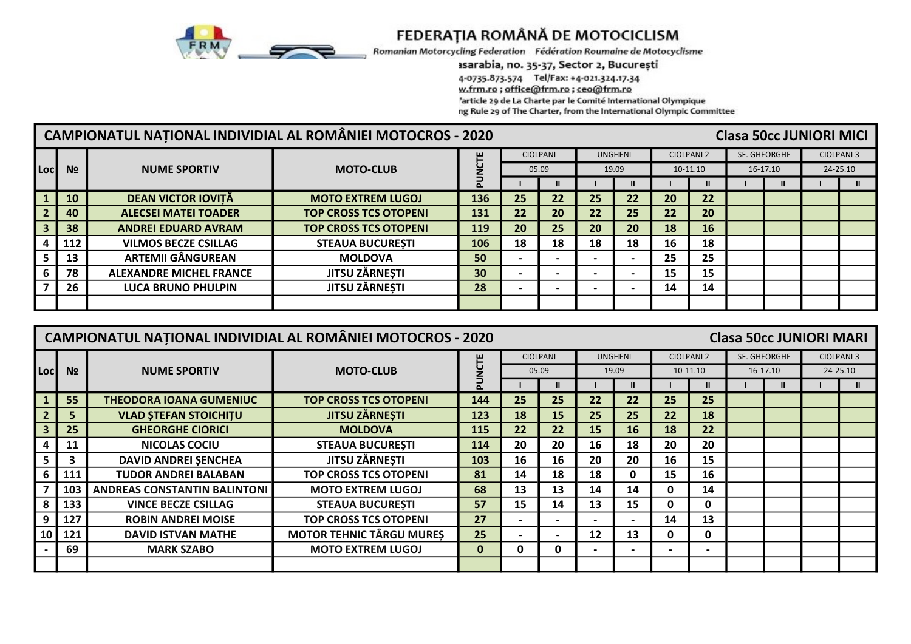# FEDERAȚIA ROMÂNĂ DE MOTOCICLISM

Romanian Motorcycling Federation Fédération Roumaine de Motocyclisme

asarabia, no. 35-37, Sector 2, București

4-0735.873.574 Tel/Fax: +4-021.324.17.34

w.frm.ro ; office@frm.ro ; ceo@frm.ro

'article 29 de La Charte par le Comité International Olympique

ng Rule 29 of The Charter, from the International Olympic Committee

## CAMPIONATUL NAȚIONAL INDIVIDIAL AL ROMÂNIEI MOTOCROS - 2020 — Clasa 50cc JUNIORI MICI

| Loc | № | NUME SPORTIV | MOTO-CLUB | PUNCTE | CIOLPANI | | UNGHENI | | CIOLPANI 2 | | SF. GHEORGHE | | CIOLPANI 3 | |
|---|---|---|---|---|---|---|---|---|---|---|---|---|---|---|
| | | | | | 05.09 | | 19.09 | | 10-11.10 | | 16-17.10 | | 24-25.10 | |
| | | | | | I | II | I | II | I | II | I | II | I | II |
| 1 | 10 | DEAN VICTOR IOVIȚĂ | MOTO EXTREM LUGOJ | 136 | 25 | 22 | 25 | 22 | 20 | 22 | | | | |
| 2 | 40 | ALECSEI MATEI TOADER | TOP CROSS TCS OTOPENI | 131 | 22 | 20 | 22 | 25 | 22 | 20 | | | | |
| 3 | 38 | ANDREI EDUARD AVRAM | TOP CROSS TCS OTOPENI | 119 | 20 | 25 | 20 | 20 | 18 | 16 | | | | |
| 4 | 112 | VILMOS BECZE CSILLAG | STEAUA BUCUREȘTI | 106 | 18 | 18 | 18 | 18 | 16 | 18 | | | | |
| 5 | 13 | ARTEMII GÂNGUREAN | MOLDOVA | 50 | - | - | - | - | 25 | 25 | | | | |
| 6 | 78 | ALEXANDRE MICHEL FRANCE | JITSU ZĂRNEȘTI | 30 | - | - | - | - | 15 | 15 | | | | |
| 7 | 26 | LUCA BRUNO PHULPIN | JITSU ZĂRNEȘTI | 28 | - | - | - | - | 14 | 14 | | | | |
| | | | | | | | | | | | | | | |

## CAMPIONATUL NAȚIONAL INDIVIDIAL AL ROMÂNIEI MOTOCROS - 2020 — Clasa 50cc JUNIORI MARI

| Loc | № | NUME SPORTIV | MOTO-CLUB | PUNCTE | CIOLPANI | | UNGHENI | | CIOLPANI 2 | | SF. GHEORGHE | | CIOLPANI 3 | |
|---|---|---|---|---|---|---|---|---|---|---|---|---|---|---|
| | | | | | 05.09 | | 19.09 | | 10-11.10 | | 16-17.10 | | 24-25.10 | |
| | | | | | I | II | I | II | I | II | I | II | I | II |
| 1 | 55 | THEODORA IOANA GUMENIUC | TOP CROSS TCS OTOPENI | 144 | 25 | 25 | 22 | 22 | 25 | 25 | | | | |
| 2 | 5 | VLAD ȘTEFAN STOICHIȚU | JITSU ZĂRNEȘTI | 123 | 18 | 15 | 25 | 25 | 22 | 18 | | | | |
| 3 | 25 | GHEORGHE CIORICI | MOLDOVA | 115 | 22 | 22 | 15 | 16 | 18 | 22 | | | | |
| 4 | 11 | NICOLAS COCIU | STEAUA BUCUREȘTI | 114 | 20 | 20 | 16 | 18 | 20 | 20 | | | | |
| 5 | 3 | DAVID ANDREI ȘENCHEA | JITSU ZĂRNEȘTI | 103 | 16 | 16 | 20 | 20 | 16 | 15 | | | | |
| 6 | 111 | TUDOR ANDREI BALABAN | TOP CROSS TCS OTOPENI | 81 | 14 | 18 | 18 | 0 | 15 | 16 | | | | |
| 7 | 103 | ANDREAS CONSTANTIN BALINTONI | MOTO EXTREM LUGOJ | 68 | 13 | 13 | 14 | 14 | 0 | 14 | | | | |
| 8 | 133 | VINCE BECZE CSILLAG | STEAUA BUCUREȘTI | 57 | 15 | 14 | 13 | 15 | 0 | 0 | | | | |
| 9 | 127 | ROBIN ANDREI MOISE | TOP CROSS TCS OTOPENI | 27 | - | - | - | - | 14 | 13 | | | | |
| 10 | 121 | DAVID ISTVAN MATHE | MOTOR TEHNIC TÂRGU MUREȘ | 25 | - | - | 12 | 13 | 0 | 0 | | | | |
| - | 69 | MARK SZABO | MOTO EXTREM LUGOJ | 0 | 0 | 0 | - | - | - | - | | | | |
| | | | | | | | | | | | | | | |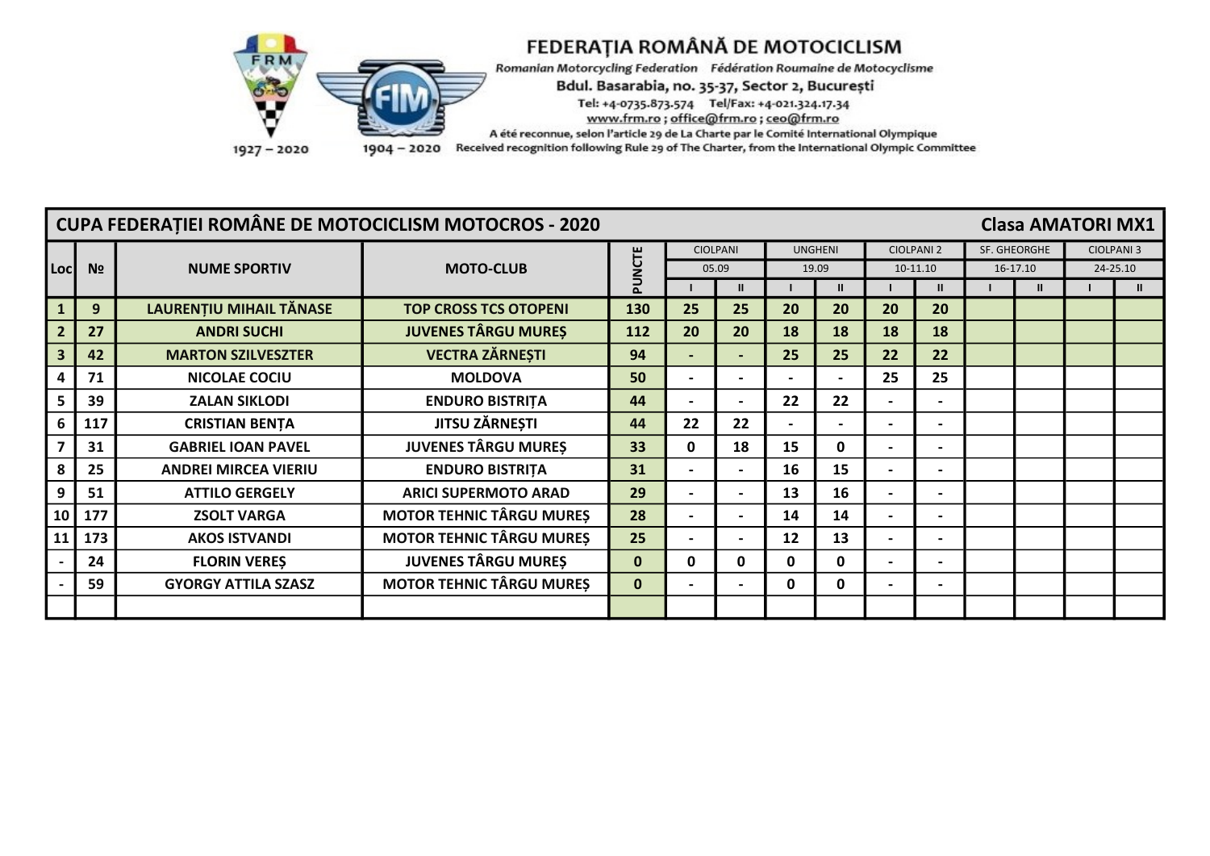FEDERAȚIA ROMÂNĂ DE MOTOCICLISM

Romanian Motorcycling Federation   Fédération Roumaine de Motocyclisme

Bdul. Basarabia, no. 35-37, Sector 2, București

Tel: +4-0735.873.574   Tel/Fax: +4-021.324.17.34

www.frm.ro ; office@frm.ro ; ceo@frm.ro

A été reconnue, selon l'article 29 de La Charte par le Comité International Olympique

Received recognition following Rule 29 of The Charter, from the International Olympic Committee

1927 – 2020   1904 – 2020

## CUPA FEDERAȚIEI ROMÂNE DE MOTOCICLISM MOTOCROS - 2020 — Clasa AMATORI MX1

| Loc | № | NUME SPORTIV | MOTO-CLUB | PUNCTE | CIOLPANI | | UNGHENI | | CIOLPANI 2 | | SF. GHEORGHE | | CIOLPANI 3 | |
|---|---|---|---|---|---|---|---|---|---|---|---|---|---|---|
| | | | | | 05.09 | | 19.09 | | 10-11.10 | | 16-17.10 | | 24-25.10 | |
| | | | | | I | II | I | II | I | II | I | II | I | II |
| 1 | 9 | LAURENȚIU MIHAIL TĂNASE | TOP CROSS TCS OTOPENI | 130 | 25 | 25 | 20 | 20 | 20 | 20 | | | | |
| 2 | 27 | ANDRI SUCHI | JUVENES TÂRGU MUREȘ | 112 | 20 | 20 | 18 | 18 | 18 | 18 | | | | |
| 3 | 42 | MARTON SZILVESZTER | VECTRA ZĂRNEȘTI | 94 | - | - | 25 | 25 | 22 | 22 | | | | |
| 4 | 71 | NICOLAE COCIU | MOLDOVA | 50 | - | - | - | - | 25 | 25 | | | | |
| 5 | 39 | ZALAN SIKLODI | ENDURO BISTRIȚA | 44 | - | - | 22 | 22 | - | - | | | | |
| 6 | 117 | CRISTIAN BENȚA | JITSU ZĂRNEȘTI | 44 | 22 | 22 | - | - | - | - | | | | |
| 7 | 31 | GABRIEL IOAN PAVEL | JUVENES TÂRGU MUREȘ | 33 | 0 | 18 | 15 | 0 | - | - | | | | |
| 8 | 25 | ANDREI MIRCEA VIERIU | ENDURO BISTRIȚA | 31 | - | - | 16 | 15 | - | - | | | | |
| 9 | 51 | ATTILO GERGELY | ARICI SUPERMOTO ARAD | 29 | - | - | 13 | 16 | - | - | | | | |
| 10 | 177 | ZSOLT VARGA | MOTOR TEHNIC TÂRGU MUREȘ | 28 | - | - | 14 | 14 | - | - | | | | |
| 11 | 173 | AKOS ISTVANDI | MOTOR TEHNIC TÂRGU MUREȘ | 25 | - | - | 12 | 13 | - | - | | | | |
| - | 24 | FLORIN VEREȘ | JUVENES TÂRGU MUREȘ | 0 | 0 | 0 | 0 | 0 | - | - | | | | |
| - | 59 | GYORGY ATTILA SZASZ | MOTOR TEHNIC TÂRGU MUREȘ | 0 | - | - | 0 | 0 | - | - | | | | |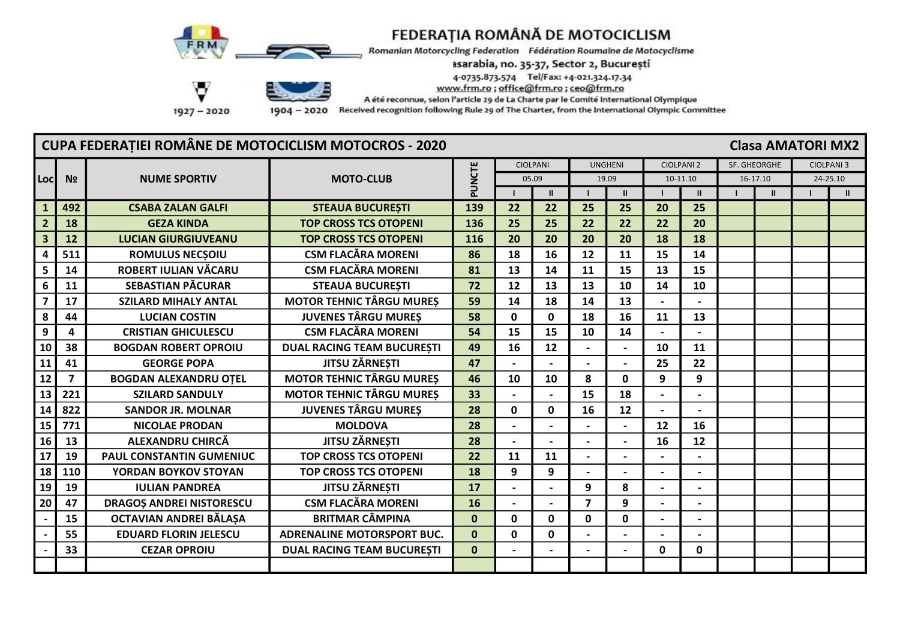# FEDERAȚIA ROMÂNĂ DE MOTOCICLISM

Romanian Motorcycling Federation Fédération Roumaine de Motocyclisme

ɜsarabia, no. 35-37, Sector 2, București

4-0735.873.574 Tel/Fax: +4-021.324.17.34

www.frm.ro ; office@frm.ro ; ceo@frm.ro

A été reconnue, selon l'article 29 de La Charte par le Comité International Olympique

Received recognition following Rule 29 of The Charter, from the International Olympic Committee

1927 – 2020 1904 – 2020

## CUPA FEDERAȚIEI ROMÂNE DE MOTOCICLISM MOTOCROS - 2020 — Clasa AMATORI MX2

| Loc | № | NUME SPORTIV | MOTO-CLUB | PUNCTE | CIOLPANI 05.09 | | UNGHENI 19.09 | | CIOLPANI 2 10-11.10 | | SF. GHEORGHE 16-17.10 | | CIOLPANI 3 24-25.10 | |
|---|---|---|---|---|---|---|---|---|---|---|---|---|---|---|
| | | | | | I | II | I | II | I | II | I | II | I | II |
| 1 | 492 | CSABA ZALAN GALFI | STEAUA BUCUREȘTI | 139 | 22 | 22 | 25 | 25 | 20 | 25 | | | | |
| 2 | 18 | GEZA KINDA | TOP CROSS TCS OTOPENI | 136 | 25 | 25 | 22 | 22 | 22 | 20 | | | | |
| 3 | 12 | LUCIAN GIURGIUVEANU | TOP CROSS TCS OTOPENI | 116 | 20 | 20 | 20 | 20 | 18 | 18 | | | | |
| 4 | 511 | ROMULUS NECȘOIU | CSM FLACĂRA MORENI | 86 | 18 | 16 | 12 | 11 | 15 | 14 | | | | |
| 5 | 14 | ROBERT IULIAN VĂCARU | CSM FLACĂRA MORENI | 81 | 13 | 14 | 11 | 15 | 13 | 15 | | | | |
| 6 | 11 | SEBASTIAN PĂCURAR | STEAUA BUCUREȘTI | 72 | 12 | 13 | 13 | 10 | 14 | 10 | | | | |
| 7 | 17 | SZILARD MIHALY ANTAL | MOTOR TEHNIC TÂRGU MUREȘ | 59 | 14 | 18 | 14 | 13 | - | - | | | | |
| 8 | 44 | LUCIAN COSTIN | JUVENES TÂRGU MUREȘ | 58 | 0 | 0 | 18 | 16 | 11 | 13 | | | | |
| 9 | 4 | CRISTIAN GHICULESCU | CSM FLACĂRA MORENI | 54 | 15 | 15 | 10 | 14 | - | - | | | | |
| 10 | 38 | BOGDAN ROBERT OPROIU | DUAL RACING TEAM BUCUREȘTI | 49 | 16 | 12 | - | - | 10 | 11 | | | | |
| 11 | 41 | GEORGE POPA | JITSU ZĂRNEȘTI | 47 | - | - | - | - | 25 | 22 | | | | |
| 12 | 7 | BOGDAN ALEXANDRU OȚEL | MOTOR TEHNIC TÂRGU MUREȘ | 46 | 10 | 10 | 8 | 0 | 9 | 9 | | | | |
| 13 | 221 | SZILARD SANDULY | MOTOR TEHNIC TÂRGU MUREȘ | 33 | - | - | 15 | 18 | - | - | | | | |
| 14 | 822 | SANDOR JR. MOLNAR | JUVENES TÂRGU MUREȘ | 28 | 0 | 0 | 16 | 12 | - | - | | | | |
| 15 | 771 | NICOLAE PRODAN | MOLDOVA | 28 | - | - | - | - | 12 | 16 | | | | |
| 16 | 13 | ALEXANDRU CHIRCĂ | JITSU ZĂRNEȘTI | 28 | - | - | - | - | 16 | 12 | | | | |
| 17 | 19 | PAUL CONSTANTIN GUMENIUC | TOP CROSS TCS OTOPENI | 22 | 11 | 11 | - | - | - | - | | | | |
| 18 | 110 | YORDAN BOYKOV STOYAN | TOP CROSS TCS OTOPENI | 18 | 9 | 9 | - | - | - | - | | | | |
| 19 | 19 | IULIAN PANDREA | JITSU ZĂRNEȘTI | 17 | - | - | 9 | 8 | - | - | | | | |
| 20 | 47 | DRAGOȘ ANDREI NISTORESCU | CSM FLACĂRA MORENI | 16 | - | - | 7 | 9 | - | - | | | | |
| - | 15 | OCTAVIAN ANDREI BĂLAȘA | BRITMAR CÂMPINA | 0 | 0 | 0 | 0 | 0 | - | - | | | | |
| - | 55 | EDUARD FLORIN JELESCU | ADRENALINE MOTORSPORT BUC. | 0 | 0 | 0 | - | - | - | - | | | | |
| - | 33 | CEZAR OPROIU | DUAL RACING TEAM BUCUREȘTI | 0 | - | - | - | - | 0 | 0 | | | | |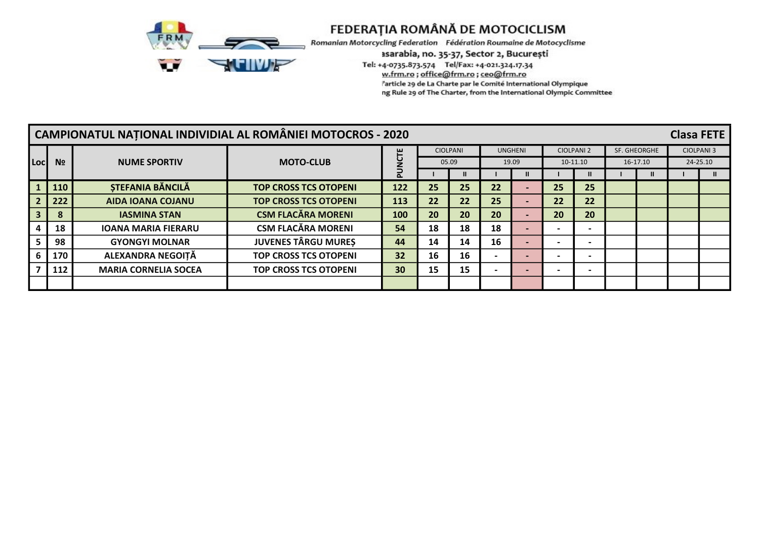FEDERAȚIA ROMÂNĂ DE MOTOCICLISM

Romanian Motorcycling Federation Fédération Roumaine de Motocyclisme

ısarabia, no. 35-37, Sector 2, București

Tel: +4-0735.873.574 Tel/Fax: +4-021.324.17.34

w.frm.ro ; office@frm.ro ; ceo@frm.ro

'article 29 de La Charte par le Comité International Olympique

ng Rule 29 of The Charter, from the International Olympic Committee

## CAMPIONATUL NAȚIONAL INDIVIDIAL AL ROMÂNIEI MOTOCROS - 2020 — Clasa FETE

| Loc | № | NUME SPORTIV | MOTO-CLUB | PUNCTE | CIOLPANI | | UNGHENI | | CIOLPANI 2 | | SF. GHEORGHE | | CIOLPANI 3 | |
|---|---|---|---|---|---|---|---|---|---|---|---|---|---|---|
| | | | | | 05.09 | | 19.09 | | 10-11.10 | | 16-17.10 | | 24-25.10 | |
| | | | | | I | II | I | II | I | II | I | II | I | II |
| 1 | 110 | ȘTEFANIA BĂNCILĂ | TOP CROSS TCS OTOPENI | 122 | 25 | 25 | 22 | - | 25 | 25 | | | | |
| 2 | 222 | AIDA IOANA COJANU | TOP CROSS TCS OTOPENI | 113 | 22 | 22 | 25 | - | 22 | 22 | | | | |
| 3 | 8 | IASMINA STAN | CSM FLACĂRA MORENI | 100 | 20 | 20 | 20 | - | 20 | 20 | | | | |
| 4 | 18 | IOANA MARIA FIERARU | CSM FLACĂRA MORENI | 54 | 18 | 18 | 18 | - | - | - | | | | |
| 5 | 98 | GYONGYI MOLNAR | JUVENES TÂRGU MUREȘ | 44 | 14 | 14 | 16 | - | - | - | | | | |
| 6 | 170 | ALEXANDRA NEGOIȚĂ | TOP CROSS TCS OTOPENI | 32 | 16 | 16 | - | - | - | - | | | | |
| 7 | 112 | MARIA CORNELIA SOCEA | TOP CROSS TCS OTOPENI | 30 | 15 | 15 | - | - | - | - | | | | |
| | | | | | | | | | | | | | | |